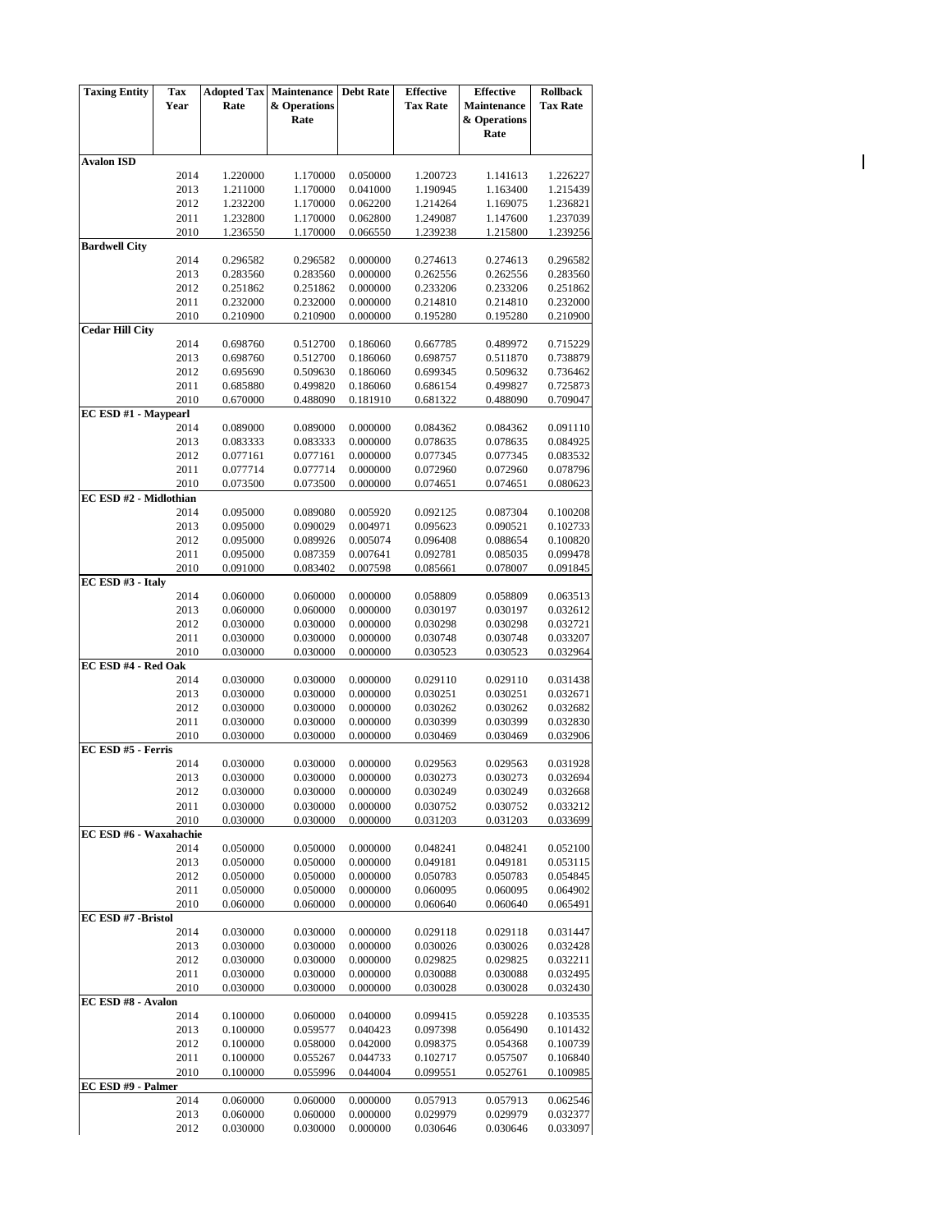| Taxing Entity | Tax Year | Adopted Tax Rate | Maintenance & Operations Rate | Debt Rate | Effective Tax Rate | Effective Maintenance & Operations Rate | Rollback Tax Rate |
|---|---|---|---|---|---|---|---|
| **Avalon ISD** | | | | | | | |
| | 2014 | 1.220000 | 1.170000 | 0.050000 | 1.200723 | 1.141613 | 1.226227 |
| | 2013 | 1.211000 | 1.170000 | 0.041000 | 1.190945 | 1.163400 | 1.215439 |
| | 2012 | 1.232200 | 1.170000 | 0.062200 | 1.214264 | 1.169075 | 1.236821 |
| | 2011 | 1.232800 | 1.170000 | 0.062800 | 1.249087 | 1.147600 | 1.237039 |
| | 2010 | 1.236550 | 1.170000 | 0.066550 | 1.239238 | 1.215800 | 1.239256 |
| **Bardwell City** | | | | | | | |
| | 2014 | 0.296582 | 0.296582 | 0.000000 | 0.274613 | 0.274613 | 0.296582 |
| | 2013 | 0.283560 | 0.283560 | 0.000000 | 0.262556 | 0.262556 | 0.283560 |
| | 2012 | 0.251862 | 0.251862 | 0.000000 | 0.233206 | 0.233206 | 0.251862 |
| | 2011 | 0.232000 | 0.232000 | 0.000000 | 0.214810 | 0.214810 | 0.232000 |
| | 2010 | 0.210900 | 0.210900 | 0.000000 | 0.195280 | 0.195280 | 0.210900 |
| **Cedar Hill City** | | | | | | | |
| | 2014 | 0.698760 | 0.512700 | 0.186060 | 0.667785 | 0.489972 | 0.715229 |
| | 2013 | 0.698760 | 0.512700 | 0.186060 | 0.698757 | 0.511870 | 0.738879 |
| | 2012 | 0.695690 | 0.509630 | 0.186060 | 0.699345 | 0.509632 | 0.736462 |
| | 2011 | 0.685880 | 0.499820 | 0.186060 | 0.686154 | 0.499827 | 0.725873 |
| | 2010 | 0.670000 | 0.488090 | 0.181910 | 0.681322 | 0.488090 | 0.709047 |
| **EC ESD #1 - Maypearl** | | | | | | | |
| | 2014 | 0.089000 | 0.089000 | 0.000000 | 0.084362 | 0.084362 | 0.091110 |
| | 2013 | 0.083333 | 0.083333 | 0.000000 | 0.078635 | 0.078635 | 0.084925 |
| | 2012 | 0.077161 | 0.077161 | 0.000000 | 0.077345 | 0.077345 | 0.083532 |
| | 2011 | 0.077714 | 0.077714 | 0.000000 | 0.072960 | 0.072960 | 0.078796 |
| | 2010 | 0.073500 | 0.073500 | 0.000000 | 0.074651 | 0.074651 | 0.080623 |
| **EC ESD #2 - Midlothian** | | | | | | | |
| | 2014 | 0.095000 | 0.089080 | 0.005920 | 0.092125 | 0.087304 | 0.100208 |
| | 2013 | 0.095000 | 0.090029 | 0.004971 | 0.095623 | 0.090521 | 0.102733 |
| | 2012 | 0.095000 | 0.089926 | 0.005074 | 0.096408 | 0.088654 | 0.100820 |
| | 2011 | 0.095000 | 0.087359 | 0.007641 | 0.092781 | 0.085035 | 0.099478 |
| | 2010 | 0.091000 | 0.083402 | 0.007598 | 0.085661 | 0.078007 | 0.091845 |
| **EC ESD #3 - Italy** | | | | | | | |
| | 2014 | 0.060000 | 0.060000 | 0.000000 | 0.058809 | 0.058809 | 0.063513 |
| | 2013 | 0.060000 | 0.060000 | 0.000000 | 0.030197 | 0.030197 | 0.032612 |
| | 2012 | 0.030000 | 0.030000 | 0.000000 | 0.030298 | 0.030298 | 0.032721 |
| | 2011 | 0.030000 | 0.030000 | 0.000000 | 0.030748 | 0.030748 | 0.033207 |
| | 2010 | 0.030000 | 0.030000 | 0.000000 | 0.030523 | 0.030523 | 0.032964 |
| **EC ESD #4 - Red Oak** | | | | | | | |
| | 2014 | 0.030000 | 0.030000 | 0.000000 | 0.029110 | 0.029110 | 0.031438 |
| | 2013 | 0.030000 | 0.030000 | 0.000000 | 0.030251 | 0.030251 | 0.032671 |
| | 2012 | 0.030000 | 0.030000 | 0.000000 | 0.030262 | 0.030262 | 0.032682 |
| | 2011 | 0.030000 | 0.030000 | 0.000000 | 0.030399 | 0.030399 | 0.032830 |
| | 2010 | 0.030000 | 0.030000 | 0.000000 | 0.030469 | 0.030469 | 0.032906 |
| **EC ESD #5 - Ferris** | | | | | | | |
| | 2014 | 0.030000 | 0.030000 | 0.000000 | 0.029563 | 0.029563 | 0.031928 |
| | 2013 | 0.030000 | 0.030000 | 0.000000 | 0.030273 | 0.030273 | 0.032694 |
| | 2012 | 0.030000 | 0.030000 | 0.000000 | 0.030249 | 0.030249 | 0.032668 |
| | 2011 | 0.030000 | 0.030000 | 0.000000 | 0.030752 | 0.030752 | 0.033212 |
| | 2010 | 0.030000 | 0.030000 | 0.000000 | 0.031203 | 0.031203 | 0.033699 |
| **EC ESD #6 - Waxahachie** | | | | | | | |
| | 2014 | 0.050000 | 0.050000 | 0.000000 | 0.048241 | 0.048241 | 0.052100 |
| | 2013 | 0.050000 | 0.050000 | 0.000000 | 0.049181 | 0.049181 | 0.053115 |
| | 2012 | 0.050000 | 0.050000 | 0.000000 | 0.050783 | 0.050783 | 0.054845 |
| | 2011 | 0.050000 | 0.050000 | 0.000000 | 0.060095 | 0.060095 | 0.064902 |
| | 2010 | 0.060000 | 0.060000 | 0.000000 | 0.060640 | 0.060640 | 0.065491 |
| **EC ESD #7 -Bristol** | | | | | | | |
| | 2014 | 0.030000 | 0.030000 | 0.000000 | 0.029118 | 0.029118 | 0.031447 |
| | 2013 | 0.030000 | 0.030000 | 0.000000 | 0.030026 | 0.030026 | 0.032428 |
| | 2012 | 0.030000 | 0.030000 | 0.000000 | 0.029825 | 0.029825 | 0.032211 |
| | 2011 | 0.030000 | 0.030000 | 0.000000 | 0.030088 | 0.030088 | 0.032495 |
| | 2010 | 0.030000 | 0.030000 | 0.000000 | 0.030028 | 0.030028 | 0.032430 |
| **EC ESD #8 - Avalon** | | | | | | | |
| | 2014 | 0.100000 | 0.060000 | 0.040000 | 0.099415 | 0.059228 | 0.103535 |
| | 2013 | 0.100000 | 0.059577 | 0.040423 | 0.097398 | 0.056490 | 0.101432 |
| | 2012 | 0.100000 | 0.058000 | 0.042000 | 0.098375 | 0.054368 | 0.100739 |
| | 2011 | 0.100000 | 0.055267 | 0.044733 | 0.102717 | 0.057507 | 0.106840 |
| | 2010 | 0.100000 | 0.055996 | 0.044004 | 0.099551 | 0.052761 | 0.100985 |
| **EC ESD #9 - Palmer** | | | | | | | |
| | 2014 | 0.060000 | 0.060000 | 0.000000 | 0.057913 | 0.057913 | 0.062546 |
| | 2013 | 0.060000 | 0.060000 | 0.000000 | 0.029979 | 0.029979 | 0.032377 |
| | 2012 | 0.030000 | 0.030000 | 0.000000 | 0.030646 | 0.030646 | 0.033097 |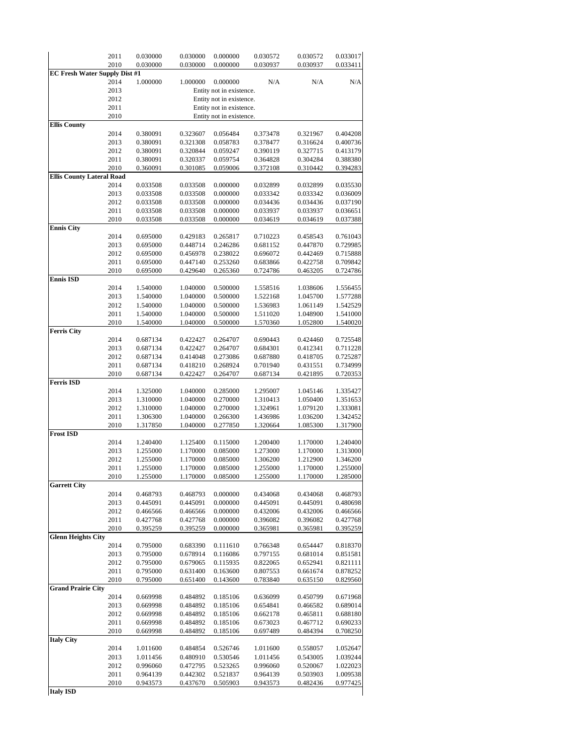| | | | | | | | |
|---|---|---|---|---|---|---|---|
| | 2011 | 0.030000 | 0.030000 | 0.000000 | 0.030572 | 0.030572 | 0.033017 |
| | 2010 | 0.030000 | 0.030000 | 0.000000 | 0.030937 | 0.030937 | 0.033411 |
| **EC Fresh Water Supply Dist #1** | | | | | | | |
| | 2014 | 1.000000 | 1.000000 | 0.000000 | N/A | N/A | N/A |
| | 2013 | | | Entity not in existence. | | | |
| | 2012 | | | Entity not in existence. | | | |
| | 2011 | | | Entity not in existence. | | | |
| | 2010 | | | Entity not in existence. | | | |
| **Ellis County** | | | | | | | |
| | 2014 | 0.380091 | 0.323607 | 0.056484 | 0.373478 | 0.321967 | 0.404208 |
| | 2013 | 0.380091 | 0.321308 | 0.058783 | 0.378477 | 0.316624 | 0.400736 |
| | 2012 | 0.380091 | 0.320844 | 0.059247 | 0.390119 | 0.327715 | 0.413179 |
| | 2011 | 0.380091 | 0.320337 | 0.059754 | 0.364828 | 0.304284 | 0.388380 |
| | 2010 | 0.360091 | 0.301085 | 0.059006 | 0.372108 | 0.310442 | 0.394283 |
| **Ellis County Lateral Road** | | | | | | | |
| | 2014 | 0.033508 | 0.033508 | 0.000000 | 0.032899 | 0.032899 | 0.035530 |
| | 2013 | 0.033508 | 0.033508 | 0.000000 | 0.033342 | 0.033342 | 0.036009 |
| | 2012 | 0.033508 | 0.033508 | 0.000000 | 0.034436 | 0.034436 | 0.037190 |
| | 2011 | 0.033508 | 0.033508 | 0.000000 | 0.033937 | 0.033937 | 0.036651 |
| | 2010 | 0.033508 | 0.033508 | 0.000000 | 0.034619 | 0.034619 | 0.037388 |
| **Ennis City** | | | | | | | |
| | 2014 | 0.695000 | 0.429183 | 0.265817 | 0.710223 | 0.458543 | 0.761043 |
| | 2013 | 0.695000 | 0.448714 | 0.246286 | 0.681152 | 0.447870 | 0.729985 |
| | 2012 | 0.695000 | 0.456978 | 0.238022 | 0.696072 | 0.442469 | 0.715888 |
| | 2011 | 0.695000 | 0.447140 | 0.253260 | 0.683866 | 0.422758 | 0.709842 |
| | 2010 | 0.695000 | 0.429640 | 0.265360 | 0.724786 | 0.463205 | 0.724786 |
| **Ennis ISD** | | | | | | | |
| | 2014 | 1.540000 | 1.040000 | 0.500000 | 1.558516 | 1.038606 | 1.556455 |
| | 2013 | 1.540000 | 1.040000 | 0.500000 | 1.522168 | 1.045700 | 1.577288 |
| | 2012 | 1.540000 | 1.040000 | 0.500000 | 1.536983 | 1.061149 | 1.542529 |
| | 2011 | 1.540000 | 1.040000 | 0.500000 | 1.511020 | 1.048900 | 1.541000 |
| | 2010 | 1.540000 | 1.040000 | 0.500000 | 1.570360 | 1.052800 | 1.540020 |
| **Ferris City** | | | | | | | |
| | 2014 | 0.687134 | 0.422427 | 0.264707 | 0.690443 | 0.424460 | 0.725548 |
| | 2013 | 0.687134 | 0.422427 | 0.264707 | 0.684301 | 0.412341 | 0.711228 |
| | 2012 | 0.687134 | 0.414048 | 0.273086 | 0.687880 | 0.418705 | 0.725287 |
| | 2011 | 0.687134 | 0.418210 | 0.268924 | 0.701940 | 0.431551 | 0.734999 |
| | 2010 | 0.687134 | 0.422427 | 0.264707 | 0.687134 | 0.421895 | 0.720353 |
| **Ferris ISD** | | | | | | | |
| | 2014 | 1.325000 | 1.040000 | 0.285000 | 1.295007 | 1.045146 | 1.335427 |
| | 2013 | 1.310000 | 1.040000 | 0.270000 | 1.310413 | 1.050400 | 1.351653 |
| | 2012 | 1.310000 | 1.040000 | 0.270000 | 1.324961 | 1.079120 | 1.333081 |
| | 2011 | 1.306300 | 1.040000 | 0.266300 | 1.436986 | 1.036200 | 1.342452 |
| | 2010 | 1.317850 | 1.040000 | 0.277850 | 1.320664 | 1.085300 | 1.317900 |
| **Frost ISD** | | | | | | | |
| | 2014 | 1.240400 | 1.125400 | 0.115000 | 1.200400 | 1.170000 | 1.240400 |
| | 2013 | 1.255000 | 1.170000 | 0.085000 | 1.273000 | 1.170000 | 1.313000 |
| | 2012 | 1.255000 | 1.170000 | 0.085000 | 1.306200 | 1.212900 | 1.346200 |
| | 2011 | 1.255000 | 1.170000 | 0.085000 | 1.255000 | 1.170000 | 1.255000 |
| | 2010 | 1.255000 | 1.170000 | 0.085000 | 1.255000 | 1.170000 | 1.285000 |
| **Garrett City** | | | | | | | |
| | 2014 | 0.468793 | 0.468793 | 0.000000 | 0.434068 | 0.434068 | 0.468793 |
| | 2013 | 0.445091 | 0.445091 | 0.000000 | 0.445091 | 0.445091 | 0.480698 |
| | 2012 | 0.466566 | 0.466566 | 0.000000 | 0.432006 | 0.432006 | 0.466566 |
| | 2011 | 0.427768 | 0.427768 | 0.000000 | 0.396082 | 0.396082 | 0.427768 |
| | 2010 | 0.395259 | 0.395259 | 0.000000 | 0.365981 | 0.365981 | 0.395259 |
| **Glenn Heights City** | | | | | | | |
| | 2014 | 0.795000 | 0.683390 | 0.111610 | 0.766348 | 0.654447 | 0.818370 |
| | 2013 | 0.795000 | 0.678914 | 0.116086 | 0.797155 | 0.681014 | 0.851581 |
| | 2012 | 0.795000 | 0.679065 | 0.115935 | 0.822065 | 0.652941 | 0.821111 |
| | 2011 | 0.795000 | 0.631400 | 0.163600 | 0.807553 | 0.661674 | 0.878252 |
| | 2010 | 0.795000 | 0.651400 | 0.143600 | 0.783840 | 0.635150 | 0.829560 |
| **Grand Prairie City** | | | | | | | |
| | 2014 | 0.669998 | 0.484892 | 0.185106 | 0.636099 | 0.450799 | 0.671968 |
| | 2013 | 0.669998 | 0.484892 | 0.185106 | 0.654841 | 0.466582 | 0.689014 |
| | 2012 | 0.669998 | 0.484892 | 0.185106 | 0.662178 | 0.465811 | 0.688180 |
| | 2011 | 0.669998 | 0.484892 | 0.185106 | 0.673023 | 0.467712 | 0.690233 |
| | 2010 | 0.669998 | 0.484892 | 0.185106 | 0.697489 | 0.484394 | 0.708250 |
| **Italy City** | | | | | | | |
| | 2014 | 1.011600 | 0.484854 | 0.526746 | 1.011600 | 0.558057 | 1.052647 |
| | 2013 | 1.011456 | 0.480910 | 0.530546 | 1.011456 | 0.543005 | 1.039244 |
| | 2012 | 0.996060 | 0.472795 | 0.523265 | 0.996060 | 0.520067 | 1.022023 |
| | 2011 | 0.964139 | 0.442302 | 0.521837 | 0.964139 | 0.503903 | 1.009538 |
| | 2010 | 0.943573 | 0.437670 | 0.505903 | 0.943573 | 0.482436 | 0.977425 |
| **Italy ISD** | | | | | | | |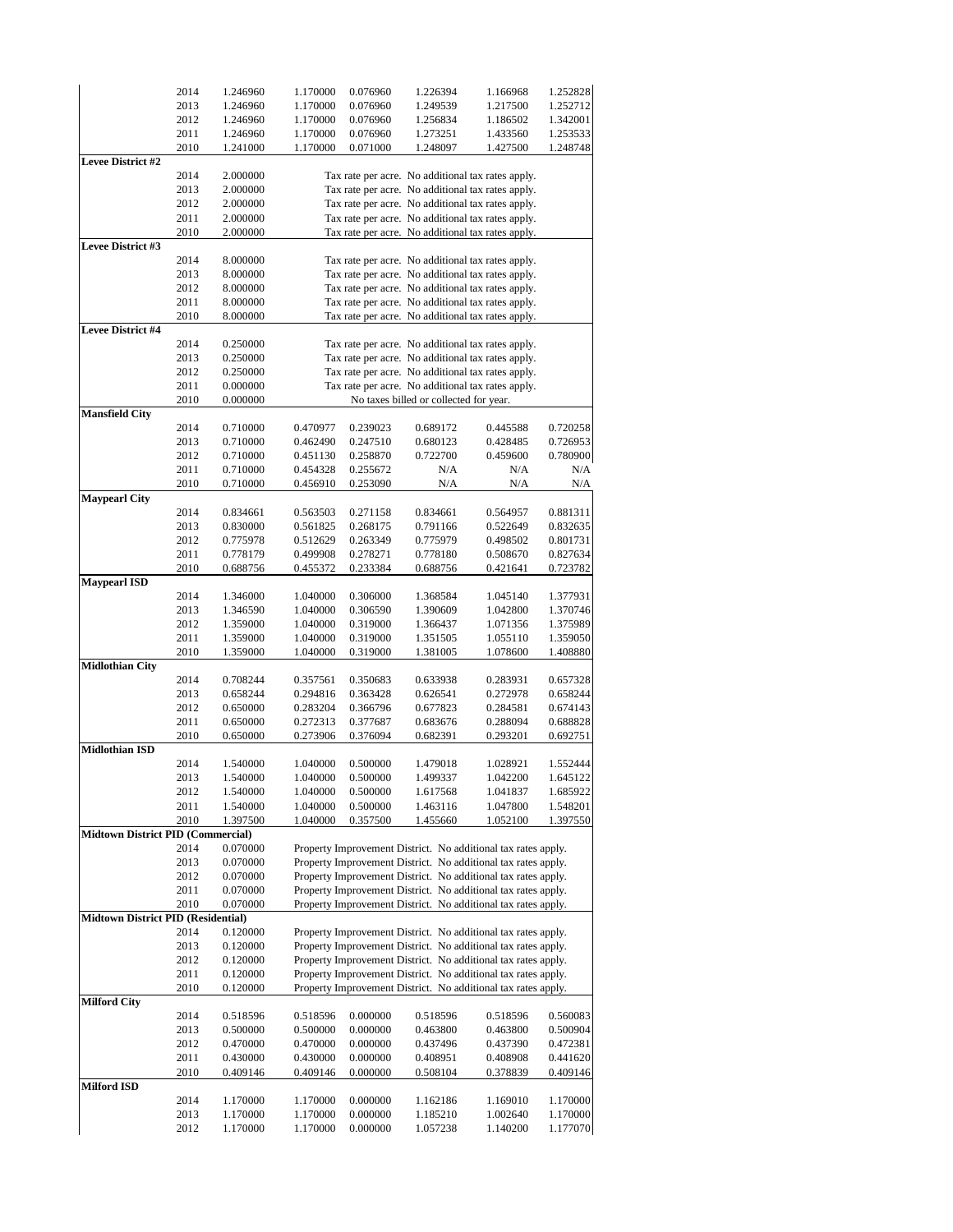| | Year | | | | | | |
|---|---|---|---|---|---|---|---|
| | 2014 | 1.246960 | 1.170000 | 0.076960 | 1.226394 | 1.166968 | 1.252828 |
| | 2013 | 1.246960 | 1.170000 | 0.076960 | 1.249539 | 1.217500 | 1.252712 |
| | 2012 | 1.246960 | 1.170000 | 0.076960 | 1.256834 | 1.186502 | 1.342001 |
| | 2011 | 1.246960 | 1.170000 | 0.076960 | 1.273251 | 1.433560 | 1.253533 |
| | 2010 | 1.241000 | 1.170000 | 0.071000 | 1.248097 | 1.427500 | 1.248748 |
| **Levee District #2** | | | | | | | |
| | 2014 | 2.000000 | Tax rate per acre. No additional tax rates apply. | | | | |
| | 2013 | 2.000000 | Tax rate per acre. No additional tax rates apply. | | | | |
| | 2012 | 2.000000 | Tax rate per acre. No additional tax rates apply. | | | | |
| | 2011 | 2.000000 | Tax rate per acre. No additional tax rates apply. | | | | |
| | 2010 | 2.000000 | Tax rate per acre. No additional tax rates apply. | | | | |
| **Levee District #3** | | | | | | | |
| | 2014 | 8.000000 | Tax rate per acre. No additional tax rates apply. | | | | |
| | 2013 | 8.000000 | Tax rate per acre. No additional tax rates apply. | | | | |
| | 2012 | 8.000000 | Tax rate per acre. No additional tax rates apply. | | | | |
| | 2011 | 8.000000 | Tax rate per acre. No additional tax rates apply. | | | | |
| | 2010 | 8.000000 | Tax rate per acre. No additional tax rates apply. | | | | |
| **Levee District #4** | | | | | | | |
| | 2014 | 0.250000 | Tax rate per acre. No additional tax rates apply. | | | | |
| | 2013 | 0.250000 | Tax rate per acre. No additional tax rates apply. | | | | |
| | 2012 | 0.250000 | Tax rate per acre. No additional tax rates apply. | | | | |
| | 2011 | 0.000000 | Tax rate per acre. No additional tax rates apply. | | | | |
| | 2010 | 0.000000 | No taxes billed or collected for year. | | | | |
| **Mansfield City** | | | | | | | |
| | 2014 | 0.710000 | 0.470977 | 0.239023 | 0.689172 | 0.445588 | 0.720258 |
| | 2013 | 0.710000 | 0.462490 | 0.247510 | 0.680123 | 0.428485 | 0.726953 |
| | 2012 | 0.710000 | 0.451130 | 0.258870 | 0.722700 | 0.459600 | 0.780900 |
| | 2011 | 0.710000 | 0.454328 | 0.255672 | N/A | N/A | N/A |
| | 2010 | 0.710000 | 0.456910 | 0.253090 | N/A | N/A | N/A |
| **Maypearl City** | | | | | | | |
| | 2014 | 0.834661 | 0.563503 | 0.271158 | 0.834661 | 0.564957 | 0.881311 |
| | 2013 | 0.830000 | 0.561825 | 0.268175 | 0.791166 | 0.522649 | 0.832635 |
| | 2012 | 0.775978 | 0.512629 | 0.263349 | 0.775979 | 0.498502 | 0.801731 |
| | 2011 | 0.778179 | 0.499908 | 0.278271 | 0.778180 | 0.508670 | 0.827634 |
| | 2010 | 0.688756 | 0.455372 | 0.233384 | 0.688756 | 0.421641 | 0.723782 |
| **Maypearl ISD** | | | | | | | |
| | 2014 | 1.346000 | 1.040000 | 0.306000 | 1.368584 | 1.045140 | 1.377931 |
| | 2013 | 1.346590 | 1.040000 | 0.306590 | 1.390609 | 1.042800 | 1.370746 |
| | 2012 | 1.359000 | 1.040000 | 0.319000 | 1.366437 | 1.071356 | 1.375989 |
| | 2011 | 1.359000 | 1.040000 | 0.319000 | 1.351505 | 1.055110 | 1.359050 |
| | 2010 | 1.359000 | 1.040000 | 0.319000 | 1.381005 | 1.078600 | 1.408880 |
| **Midlothian City** | | | | | | | |
| | 2014 | 0.708244 | 0.357561 | 0.350683 | 0.633938 | 0.283931 | 0.657328 |
| | 2013 | 0.658244 | 0.294816 | 0.363428 | 0.626541 | 0.272978 | 0.658244 |
| | 2012 | 0.650000 | 0.283204 | 0.366796 | 0.677823 | 0.284581 | 0.674143 |
| | 2011 | 0.650000 | 0.272313 | 0.377687 | 0.683676 | 0.288094 | 0.688828 |
| | 2010 | 0.650000 | 0.273906 | 0.376094 | 0.682391 | 0.293201 | 0.692751 |
| **Midlothian ISD** | | | | | | | |
| | 2014 | 1.540000 | 1.040000 | 0.500000 | 1.479018 | 1.028921 | 1.552444 |
| | 2013 | 1.540000 | 1.040000 | 0.500000 | 1.499337 | 1.042200 | 1.645122 |
| | 2012 | 1.540000 | 1.040000 | 0.500000 | 1.617568 | 1.041837 | 1.685922 |
| | 2011 | 1.540000 | 1.040000 | 0.500000 | 1.463116 | 1.047800 | 1.548201 |
| | 2010 | 1.397500 | 1.040000 | 0.357500 | 1.455660 | 1.052100 | 1.397550 |
| **Midtown District PID (Commercial)** | | | | | | | |
| | 2014 | 0.070000 | Property Improvement District. No additional tax rates apply. | | | | |
| | 2013 | 0.070000 | Property Improvement District. No additional tax rates apply. | | | | |
| | 2012 | 0.070000 | Property Improvement District. No additional tax rates apply. | | | | |
| | 2011 | 0.070000 | Property Improvement District. No additional tax rates apply. | | | | |
| | 2010 | 0.070000 | Property Improvement District. No additional tax rates apply. | | | | |
| **Midtown District PID (Residential)** | | | | | | | |
| | 2014 | 0.120000 | Property Improvement District. No additional tax rates apply. | | | | |
| | 2013 | 0.120000 | Property Improvement District. No additional tax rates apply. | | | | |
| | 2012 | 0.120000 | Property Improvement District. No additional tax rates apply. | | | | |
| | 2011 | 0.120000 | Property Improvement District. No additional tax rates apply. | | | | |
| | 2010 | 0.120000 | Property Improvement District. No additional tax rates apply. | | | | |
| **Milford City** | | | | | | | |
| | 2014 | 0.518596 | 0.518596 | 0.000000 | 0.518596 | 0.518596 | 0.560083 |
| | 2013 | 0.500000 | 0.500000 | 0.000000 | 0.463800 | 0.463800 | 0.500904 |
| | 2012 | 0.470000 | 0.470000 | 0.000000 | 0.437496 | 0.437390 | 0.472381 |
| | 2011 | 0.430000 | 0.430000 | 0.000000 | 0.408951 | 0.408908 | 0.441620 |
| | 2010 | 0.409146 | 0.409146 | 0.000000 | 0.508104 | 0.378839 | 0.409146 |
| **Milford ISD** | | | | | | | |
| | 2014 | 1.170000 | 1.170000 | 0.000000 | 1.162186 | 1.169010 | 1.170000 |
| | 2013 | 1.170000 | 1.170000 | 0.000000 | 1.185210 | 1.002640 | 1.170000 |
| | 2012 | 1.170000 | 1.170000 | 0.000000 | 1.057238 | 1.140200 | 1.177070 |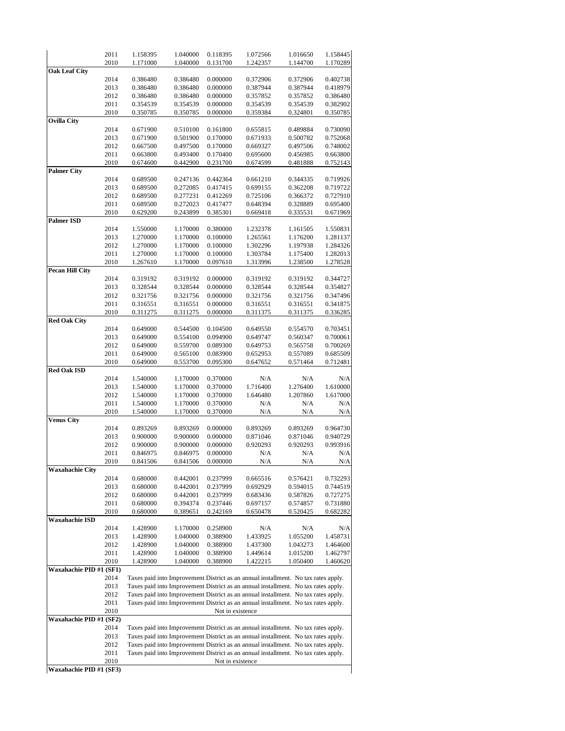| | | | | | | | |
|---|---|---|---|---|---|---|---|
| | 2011 | 1.158395 | 1.040000 | 0.118395 | 1.072566 | 1.016650 | 1.158445 |
| | 2010 | 1.171000 | 1.040000 | 0.131700 | 1.242357 | 1.144700 | 1.170289 |
| **Oak Leaf City** | | | | | | | |
| | 2014 | 0.386480 | 0.386480 | 0.000000 | 0.372906 | 0.372906 | 0.402738 |
| | 2013 | 0.386480 | 0.386480 | 0.000000 | 0.387944 | 0.387944 | 0.418979 |
| | 2012 | 0.386480 | 0.386480 | 0.000000 | 0.357852 | 0.357852 | 0.386480 |
| | 2011 | 0.354539 | 0.354539 | 0.000000 | 0.354539 | 0.354539 | 0.382902 |
| | 2010 | 0.350785 | 0.350785 | 0.000000 | 0.359384 | 0.324801 | 0.350785 |
| **Ovilla City** | | | | | | | |
| | 2014 | 0.671900 | 0.510100 | 0.161800 | 0.655815 | 0.489884 | 0.730090 |
| | 2013 | 0.671900 | 0.501900 | 0.170000 | 0.671933 | 0.500782 | 0.752068 |
| | 2012 | 0.667500 | 0.497500 | 0.170000 | 0.669327 | 0.497506 | 0.748002 |
| | 2011 | 0.663800 | 0.493400 | 0.170400 | 0.695600 | 0.456985 | 0.663800 |
| | 2010 | 0.674600 | 0.442900 | 0.231700 | 0.674599 | 0.481888 | 0.752143 |
| **Palmer City** | | | | | | | |
| | 2014 | 0.689500 | 0.247136 | 0.442364 | 0.661210 | 0.344335 | 0.719926 |
| | 2013 | 0.689500 | 0.272085 | 0.417415 | 0.699155 | 0.362208 | 0.719722 |
| | 2012 | 0.689500 | 0.277231 | 0.412269 | 0.725106 | 0.366372 | 0.727910 |
| | 2011 | 0.689500 | 0.272023 | 0.417477 | 0.648394 | 0.328889 | 0.695400 |
| | 2010 | 0.629200 | 0.243899 | 0.385301 | 0.669418 | 0.335531 | 0.671969 |
| **Palmer ISD** | | | | | | | |
| | 2014 | 1.550000 | 1.170000 | 0.380000 | 1.232378 | 1.161505 | 1.550831 |
| | 2013 | 1.270000 | 1.170000 | 0.100000 | 1.265561 | 1.176200 | 1.281137 |
| | 2012 | 1.270000 | 1.170000 | 0.100000 | 1.302296 | 1.197938 | 1.284326 |
| | 2011 | 1.270000 | 1.170000 | 0.100000 | 1.303784 | 1.175400 | 1.282013 |
| | 2010 | 1.267610 | 1.170000 | 0.097610 | 1.313996 | 1.238500 | 1.278528 |
| **Pecan Hill City** | | | | | | | |
| | 2014 | 0.319192 | 0.319192 | 0.000000 | 0.319192 | 0.319192 | 0.344727 |
| | 2013 | 0.328544 | 0.328544 | 0.000000 | 0.328544 | 0.328544 | 0.354827 |
| | 2012 | 0.321756 | 0.321756 | 0.000000 | 0.321756 | 0.321756 | 0.347496 |
| | 2011 | 0.316551 | 0.316551 | 0.000000 | 0.316551 | 0.316551 | 0.341875 |
| | 2010 | 0.311275 | 0.311275 | 0.000000 | 0.311375 | 0.311375 | 0.336285 |
| **Red Oak City** | | | | | | | |
| | 2014 | 0.649000 | 0.544500 | 0.104500 | 0.649550 | 0.554570 | 0.703451 |
| | 2013 | 0.649000 | 0.554100 | 0.094900 | 0.649747 | 0.560347 | 0.700061 |
| | 2012 | 0.649000 | 0.559700 | 0.089300 | 0.649753 | 0.565758 | 0.700269 |
| | 2011 | 0.649000 | 0.565100 | 0.083900 | 0.652953 | 0.557089 | 0.685509 |
| | 2010 | 0.649000 | 0.553700 | 0.095300 | 0.647652 | 0.571464 | 0.712481 |
| **Red Oak ISD** | | | | | | | |
| | 2014 | 1.540000 | 1.170000 | 0.370000 | N/A | N/A | N/A |
| | 2013 | 1.540000 | 1.170000 | 0.370000 | 1.716400 | 1.276400 | 1.610000 |
| | 2012 | 1.540000 | 1.170000 | 0.370000 | 1.646480 | 1.207860 | 1.617000 |
| | 2011 | 1.540000 | 1.170000 | 0.370000 | N/A | N/A | N/A |
| | 2010 | 1.540000 | 1.170000 | 0.370000 | N/A | N/A | N/A |
| **Venus City** | | | | | | | |
| | 2014 | 0.893269 | 0.893269 | 0.000000 | 0.893269 | 0.893269 | 0.964730 |
| | 2013 | 0.900000 | 0.900000 | 0.000000 | 0.871046 | 0.871046 | 0.940729 |
| | 2012 | 0.900000 | 0.900000 | 0.000000 | 0.920293 | 0.920293 | 0.993916 |
| | 2011 | 0.846975 | 0.846975 | 0.000000 | N/A | N/A | N/A |
| | 2010 | 0.841506 | 0.841506 | 0.000000 | N/A | N/A | N/A |
| **Waxahachie City** | | | | | | | |
| | 2014 | 0.680000 | 0.442001 | 0.237999 | 0.665516 | 0.576421 | 0.732293 |
| | 2013 | 0.680000 | 0.442001 | 0.237999 | 0.692929 | 0.594015 | 0.744519 |
| | 2012 | 0.680000 | 0.442001 | 0.237999 | 0.683436 | 0.587826 | 0.727275 |
| | 2011 | 0.680000 | 0.394374 | 0.237446 | 0.697157 | 0.574857 | 0.731880 |
| | 2010 | 0.680000 | 0.389651 | 0.242169 | 0.650478 | 0.520425 | 0.682282 |
| **Waxahachie ISD** | | | | | | | |
| | 2014 | 1.428900 | 1.170000 | 0.258900 | N/A | N/A | N/A |
| | 2013 | 1.428900 | 1.040000 | 0.388900 | 1.433925 | 1.055200 | 1.458731 |
| | 2012 | 1.428900 | 1.040000 | 0.388900 | 1.437300 | 1.043273 | 1.464600 |
| | 2011 | 1.428900 | 1.040000 | 0.388900 | 1.449614 | 1.015200 | 1.462797 |
| | 2010 | 1.428900 | 1.040000 | 0.388900 | 1.422215 | 1.050400 | 1.460620 |
| **Waxahachie PID #1 (SF1)** | | | | | | | |
| | 2014 | Taxes paid into Improvement District as an annual installment. No tax rates apply. | | | | | |
| | 2013 | Taxes paid into Improvement District as an annual installment. No tax rates apply. | | | | | |
| | 2012 | Taxes paid into Improvement District as an annual installment. No tax rates apply. | | | | | |
| | 2011 | Taxes paid into Improvement District as an annual installment. No tax rates apply. | | | | | |
| | 2010 | Not in existence | | | | | |
| **Waxahachie PID #1 (SF2)** | | | | | | | |
| | 2014 | Taxes paid into Improvement District as an annual installment. No tax rates apply. | | | | | |
| | 2013 | Taxes paid into Improvement District as an annual installment. No tax rates apply. | | | | | |
| | 2012 | Taxes paid into Improvement District as an annual installment. No tax rates apply. | | | | | |
| | 2011 | Taxes paid into Improvement District as an annual installment. No tax rates apply. | | | | | |
| | 2010 | Not in existence | | | | | |
| **Waxahachie PID #1 (SF3)** | | | | | | | |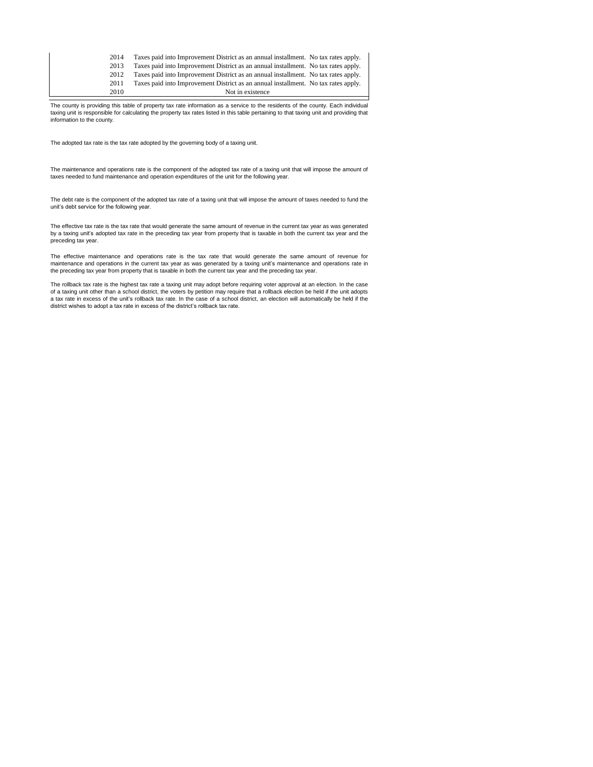| | |
|---|---|
| 2014 | Taxes paid into Improvement District as an annual installment. No tax rates apply. |
| 2013 | Taxes paid into Improvement District as an annual installment. No tax rates apply. |
| 2012 | Taxes paid into Improvement District as an annual installment. No tax rates apply. |
| 2011 | Taxes paid into Improvement District as an annual installment. No tax rates apply. |
| 2010 | Not in existence |

The county is providing this table of property tax rate information as a service to the residents of the county. Each individual taxing unit is responsible for calculating the property tax rates listed in this table pertaining to that taxing unit and providing that information to the county.

The adopted tax rate is the tax rate adopted by the governing body of a taxing unit.

The maintenance and operations rate is the component of the adopted tax rate of a taxing unit that will impose the amount of taxes needed to fund maintenance and operation expenditures of the unit for the following year.

The debt rate is the component of the adopted tax rate of a taxing unit that will impose the amount of taxes needed to fund the unit's debt service for the following year.

The effective tax rate is the tax rate that would generate the same amount of revenue in the current tax year as was generated by a taxing unit's adopted tax rate in the preceding tax year from property that is taxable in both the current tax year and the preceding tax year.

The effective maintenance and operations rate is the tax rate that would generate the same amount of revenue for maintenance and operations in the current tax year as was generated by a taxing unit's maintenance and operations rate in the preceding tax year from property that is taxable in both the current tax year and the preceding tax year.

The rollback tax rate is the highest tax rate a taxing unit may adopt before requiring voter approval at an election. In the case of a taxing unit other than a school district, the voters by petition may require that a rollback election be held if the unit adopts a tax rate in excess of the unit's rollback tax rate. In the case of a school district, an election will automatically be held if the district wishes to adopt a tax rate in excess of the district's rollback tax rate.